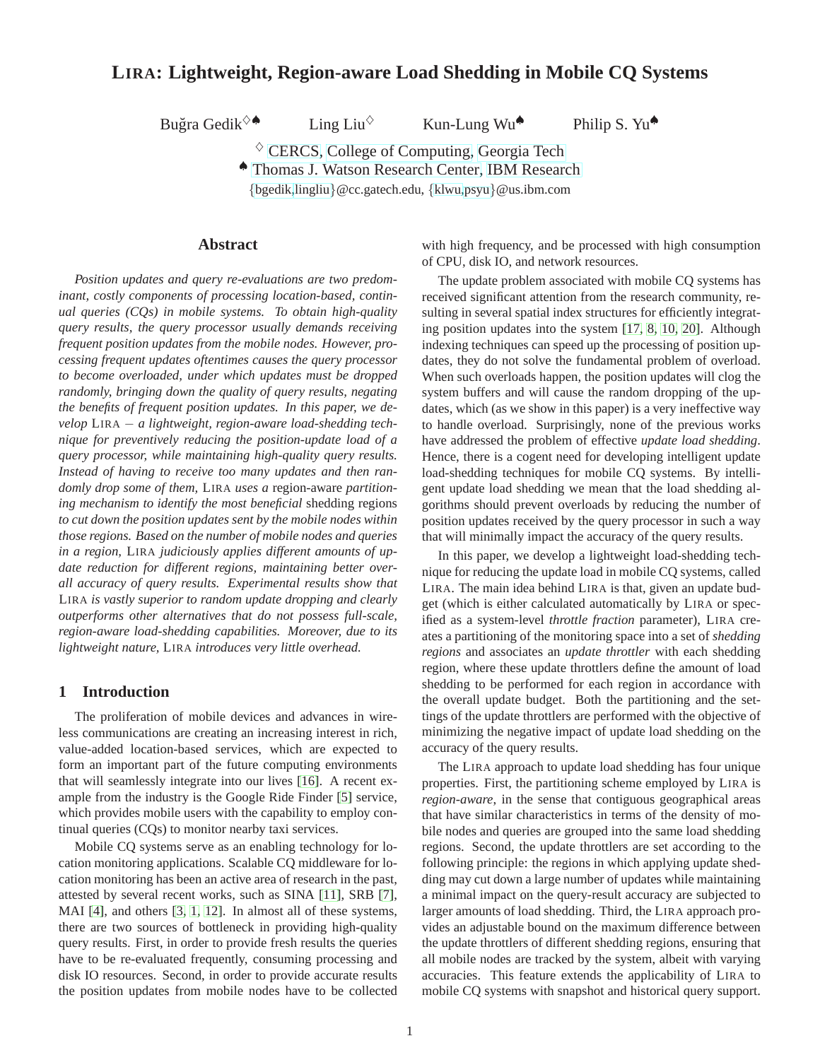# LIRA: Lightweight, Region-aware Load Shedding in Mobile CQ Systems

Buğra Gedik[♢♠] Ling Liu[♢] Kun-Lung Wu[♠] Philip S. Yu[♠]

[♢] CERCS, College of Computing, Georgia Tech

[♠] Thomas J. Watson Research Center, IBM Research

{bgedik,lingliu}@cc.gatech.edu, {klwu,psyu}@us.ibm.com

## Abstract

*Position updates and query re-evaluations are two predominant, costly components of processing location-based, continual queries (CQs) in mobile systems. To obtain high-quality query results, the query processor usually demands receiving frequent position updates from the mobile nodes. However, processing frequent updates oftentimes causes the query processor to become overloaded, under which updates must be dropped randomly, bringing down the quality of query results, negating the benefits of frequent position updates. In this paper, we develop* LIRA *– a lightweight, region-aware load-shedding technique for preventively reducing the position-update load of a query processor, while maintaining high-quality query results. Instead of having to receive too many updates and then randomly drop some of them,* LIRA *uses a* region-aware *partitioning mechanism to identify the most beneficial* shedding regions *to cut down the position updates sent by the mobile nodes within those regions. Based on the number of mobile nodes and queries in a region,* LIRA *judiciously applies different amounts of update reduction for different regions, maintaining better overall accuracy of query results. Experimental results show that* LIRA *is vastly superior to random update dropping and clearly outperforms other alternatives that do not possess full-scale, region-aware load-shedding capabilities. Moreover, due to its lightweight nature,* LIRA *introduces very little overhead.*

## 1 Introduction

The proliferation of mobile devices and advances in wireless communications are creating an increasing interest in rich, value-added location-based services, which are expected to form an important part of the future computing environments that will seamlessly integrate into our lives [16]. A recent example from the industry is the Google Ride Finder [5] service, which provides mobile users with the capability to employ continual queries (CQs) to monitor nearby taxi services.

Mobile CQ systems serve as an enabling technology for location monitoring applications. Scalable CQ middleware for location monitoring has been an active area of research in the past, attested by several recent works, such as SINA [11], SRB [7], MAI [4], and others [3, 1, 12]. In almost all of these systems, there are two sources of bottleneck in providing high-quality query results. First, in order to provide fresh results the queries have to be re-evaluated frequently, consuming processing and disk IO resources. Second, in order to provide accurate results the position updates from mobile nodes have to be collected with high frequency, and be processed with high consumption of CPU, disk IO, and network resources.

The update problem associated with mobile CQ systems has received significant attention from the research community, resulting in several spatial index structures for efficiently integrating position updates into the system [17, 8, 10, 20]. Although indexing techniques can speed up the processing of position updates, they do not solve the fundamental problem of overload. When such overloads happen, the position updates will clog the system buffers and will cause the random dropping of the updates, which (as we show in this paper) is a very ineffective way to handle overload. Surprisingly, none of the previous works have addressed the problem of effective *update load shedding*. Hence, there is a cogent need for developing intelligent update load-shedding techniques for mobile CQ systems. By intelligent update load shedding we mean that the load shedding algorithms should prevent overloads by reducing the number of position updates received by the query processor in such a way that will minimally impact the accuracy of the query results.

In this paper, we develop a lightweight load-shedding technique for reducing the update load in mobile CQ systems, called LIRA. The main idea behind LIRA is that, given an update budget (which is either calculated automatically by LIRA or specified as a system-level *throttle fraction* parameter), LIRA creates a partitioning of the monitoring space into a set of *shedding regions* and associates an *update throttler* with each shedding region, where these update throttlers define the amount of load shedding to be performed for each region in accordance with the overall update budget. Both the partitioning and the settings of the update throttlers are performed with the objective of minimizing the negative impact of update load shedding on the accuracy of the query results.

The LIRA approach to update load shedding has four unique properties. First, the partitioning scheme employed by LIRA is *region-aware*, in the sense that contiguous geographical areas that have similar characteristics in terms of the density of mobile nodes and queries are grouped into the same load shedding regions. Second, the update throttlers are set according to the following principle: the regions in which applying update shedding may cut down a large number of updates while maintaining a minimal impact on the query-result accuracy are subjected to larger amounts of load shedding. Third, the LIRA approach provides an adjustable bound on the maximum difference between the update throttlers of different shedding regions, ensuring that all mobile nodes are tracked by the system, albeit with varying accuracies. This feature extends the applicability of LIRA to mobile CQ systems with snapshot and historical query support.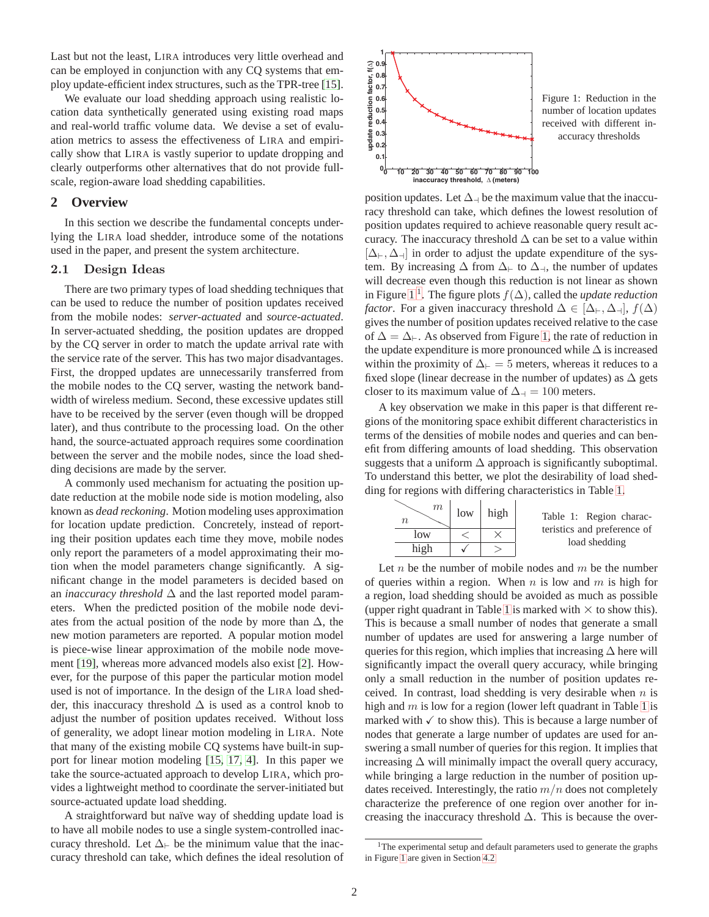Last but not the least, LIRA introduces very little overhead and can be employed in conjunction with any CQ systems that employ update-efficient index structures, such as the TPR-tree [15].

We evaluate our load shedding approach using realistic location data synthetically generated using existing road maps and real-world traffic volume data. We devise a set of evaluation metrics to assess the effectiveness of LIRA and empirically show that LIRA is vastly superior to update dropping and clearly outperforms other alternatives that do not provide full-scale, region-aware load shedding capabilities.

## 2 Overview

In this section we describe the fundamental concepts underlying the LIRA load shedder, introduce some of the notations used in the paper, and present the system architecture.

### 2.1 Design Ideas

There are two primary types of load shedding techniques that can be used to reduce the number of position updates received from the mobile nodes: *server-actuated* and *source-actuated*. In server-actuated shedding, the position updates are dropped by the CQ server in order to match the update arrival rate with the service rate of the server. This has two major disadvantages. First, the dropped updates are unnecessarily transferred from the mobile nodes to the CQ server, wasting the network bandwidth of wireless medium. Second, these excessive updates still have to be received by the server (even though will be dropped later), and thus contribute to the processing load. On the other hand, the source-actuated approach requires some coordination between the server and the mobile nodes, since the load shedding decisions are made by the server.

A commonly used mechanism for actuating the position update reduction at the mobile node side is motion modeling, also known as *dead reckoning*. Motion modeling uses approximation for location update prediction. Concretely, instead of reporting their position updates each time they move, mobile nodes only report the parameters of a model approximating their motion when the model parameters change significantly. A significant change in the model parameters is decided based on an *inaccuracy threshold* $\Delta$ and the last reported model parameters. When the predicted position of the mobile node deviates from the actual position of the node by more than $\Delta$, the new motion parameters are reported. A popular motion model is piece-wise linear approximation of the mobile node movement [19], whereas more advanced models also exist [2]. However, for the purpose of this paper the particular motion model used is not of importance. In the design of the LIRA load shedder, this inaccuracy threshold $\Delta$ is used as a control knob to adjust the number of position updates received. Without loss of generality, we adopt linear motion modeling in LIRA. Note that many of the existing mobile CQ systems have built-in support for linear motion modeling [15, 17, 4]. In this paper we take the source-actuated approach to develop LIRA, which provides a lightweight method to coordinate the server-initiated but source-actuated update load shedding.

A straightforward but naïve way of shedding update load is to have all mobile nodes to use a single system-controlled inaccuracy threshold. Let $\Delta_{\vdash}$ be the minimum value that the inaccuracy threshold can take, which defines the ideal resolution of position updates. Let $\Delta_{\dashv}$ be the maximum value that the inaccuracy threshold can take, which defines the lowest resolution of position updates required to achieve reasonable query result accuracy. The inaccuracy threshold $\Delta$ can be set to a value within $[\Delta_{\vdash}, \Delta_{\dashv}]$ in order to adjust the update expenditure of the system. By increasing $\Delta$ from $\Delta_{\vdash}$ to $\Delta_{\dashv}$, the number of updates will decrease even though this reduction is not linear as shown in Figure 1[1]. The figure plots $f(\Delta)$, called the *update reduction factor*. For a given inaccuracy threshold $\Delta \in [\Delta_{\vdash}, \Delta_{\dashv}]$, $f(\Delta)$ gives the number of position updates received relative to the case of $\Delta = \Delta_{\vdash}$. As observed from Figure 1, the rate of reduction in the update expenditure is more pronounced while $\Delta$ is increased within the proximity of $\Delta_{\vdash} = 5$ meters, whereas it reduces to a fixed slope (linear decrease in the number of updates) as $\Delta$ gets closer to its maximum value of $\Delta_{\dashv} = 100$ meters.

Figure 1: Reduction in the number of location updates received with different inaccuracy thresholds

A key observation we make in this paper is that different regions of the monitoring space exhibit different characteristics in terms of the densities of mobile nodes and queries and can benefit from differing amounts of load shedding. This observation suggests that a uniform $\Delta$ approach is significantly suboptimal. To understand this better, we plot the desirability of load shedding for regions with differing characteristics in Table 1.

| $n$ \ $m$ | low | high |
|---|---|---|
| low | $<$ | $\times$ |
| high | $\checkmark$ | $>$ |

Table 1: Region characteristics and preference of load shedding

Let $n$ be the number of mobile nodes and $m$ be the number of queries within a region. When $n$ is low and $m$ is high for a region, load shedding should be avoided as much as possible (upper right quadrant in Table 1 is marked with $\times$ to show this). This is because a small number of nodes that generate a small number of updates are used for answering a large number of queries for this region, which implies that increasing $\Delta$ here will significantly impact the overall query accuracy, while bringing only a small reduction in the number of position updates received. In contrast, load shedding is very desirable when $n$ is high and $m$ is low for a region (lower left quadrant in Table 1 is marked with $\checkmark$ to show this). This is because a large number of nodes that generate a large number of updates are used for answering a small number of queries for this region. It implies that increasing $\Delta$ will minimally impact the overall query accuracy, while bringing a large reduction in the number of position updates received. Interestingly, the ratio $m/n$ does not completely characterize the preference of one region over another for increasing the inaccuracy threshold $\Delta$. This is because the over-

[1] The experimental setup and default parameters used to generate the graphs in Figure 1 are given in Section 4.2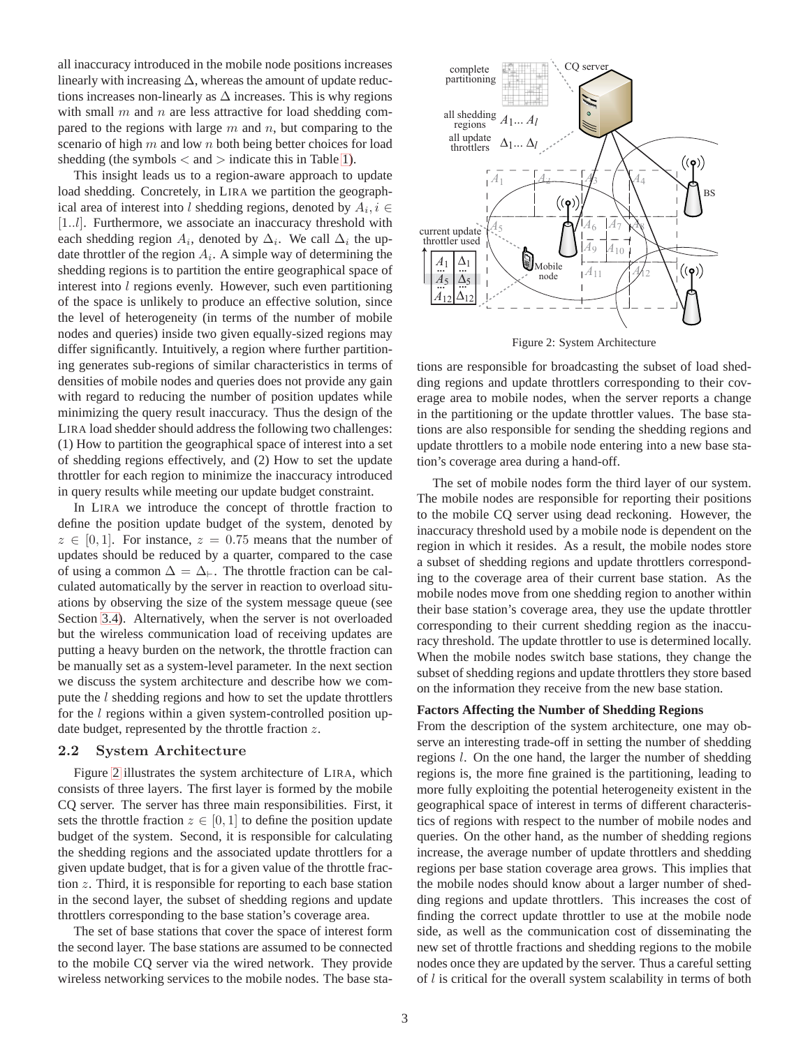all inaccuracy introduced in the mobile node positions increases linearly with increasing $\Delta$, whereas the amount of update reductions increases non-linearly as $\Delta$ increases. This is why regions with small $m$ and $n$ are less attractive for load shedding compared to the regions with large $m$ and $n$, but comparing to the scenario of high $m$ and low $n$ both being better choices for load shedding (the symbols $<$ and $>$ indicate this in Table 1).

This insight leads us to a region-aware approach to update load shedding. Concretely, in LIRA we partition the geographical area of interest into $l$ shedding regions, denoted by $A_i, i \in [1..l]$. Furthermore, we associate an inaccuracy threshold with each shedding region $A_i$, denoted by $\Delta_i$. We call $\Delta_i$ the update throttler of the region $A_i$. A simple way of determining the shedding regions is to partition the entire geographical space of interest into $l$ regions evenly. However, such even partitioning of the space is unlikely to produce an effective solution, since the level of heterogeneity (in terms of the number of mobile nodes and queries) inside two given equally-sized regions may differ significantly. Intuitively, a region where further partitioning generates sub-regions of similar characteristics in terms of densities of mobile nodes and queries does not provide any gain with regard to reducing the number of position updates while minimizing the query result inaccuracy. Thus the design of the LIRA load shedder should address the following two challenges: (1) How to partition the geographical space of interest into a set of shedding regions effectively, and (2) How to set the update throttler for each region to minimize the inaccuracy introduced in query results while meeting our update budget constraint.

In LIRA we introduce the concept of throttle fraction to define the position update budget of the system, denoted by $z \in [0, 1]$. For instance, $z = 0.75$ means that the number of updates should be reduced by a quarter, compared to the case of using a common $\Delta = \Delta_{\vdash}$. The throttle fraction can be calculated automatically by the server in reaction to overload situations by observing the size of the system message queue (see Section 3.4). Alternatively, when the server is not overloaded but the wireless communication load of receiving updates are putting a heavy burden on the network, the throttle fraction can be manually set as a system-level parameter. In the next section we discuss the system architecture and describe how we compute the $l$ shedding regions and how to set the update throttlers for the $l$ regions within a given system-controlled position update budget, represented by the throttle fraction $z$.

## 2.2 System Architecture

Figure 2 illustrates the system architecture of LIRA, which consists of three layers. The first layer is formed by the mobile CQ server. The server has three main responsibilities. First, it sets the throttle fraction $z \in [0, 1]$ to define the position update budget of the system. Second, it is responsible for calculating the shedding regions and the associated update throttlers for a given update budget, that is for a given value of the throttle fraction $z$. Third, it is responsible for reporting to each base station in the second layer, the subset of shedding regions and update throttlers corresponding to the base station's coverage area.

The set of base stations that cover the space of interest form the second layer. The base stations are assumed to be connected to the mobile CQ server via the wired network. They provide wireless networking services to the mobile nodes. The base stations are responsible for broadcasting the subset of load shedding regions and update throttlers corresponding to their coverage area to mobile nodes, when the server reports a change in the partitioning or the update throttler values. The base stations are also responsible for sending the shedding regions and update throttlers to a mobile node entering into a new base station's coverage area during a hand-off.

Figure 2: System Architecture

The set of mobile nodes form the third layer of our system. The mobile nodes are responsible for reporting their positions to the mobile CQ server using dead reckoning. However, the inaccuracy threshold used by a mobile node is dependent on the region in which it resides. As a result, the mobile nodes store a subset of shedding regions and update throttlers corresponding to the coverage area of their current base station. As the mobile nodes move from one shedding region to another within their base station's coverage area, they use the update throttler corresponding to their current shedding region as the inaccuracy threshold. The update throttler to use is determined locally. When the mobile nodes switch base stations, they change the subset of shedding regions and update throttlers they store based on the information they receive from the new base station.

**Factors Affecting the Number of Shedding Regions**

From the description of the system architecture, one may observe an interesting trade-off in setting the number of shedding regions $l$. On the one hand, the larger the number of shedding regions is, the more fine grained is the partitioning, leading to more fully exploiting the potential heterogeneity existent in the geographical space of interest in terms of different characteristics of regions with respect to the number of mobile nodes and queries. On the other hand, as the number of shedding regions increase, the average number of update throttlers and shedding regions per base station coverage area grows. This implies that the mobile nodes should know about a larger number of shedding regions and update throttlers. This increases the cost of finding the correct update throttler to use at the mobile node side, as well as the communication cost of disseminating the new set of throttle fractions and shedding regions to the mobile nodes once they are updated by the server. Thus a careful setting of $l$ is critical for the overall system scalability in terms of both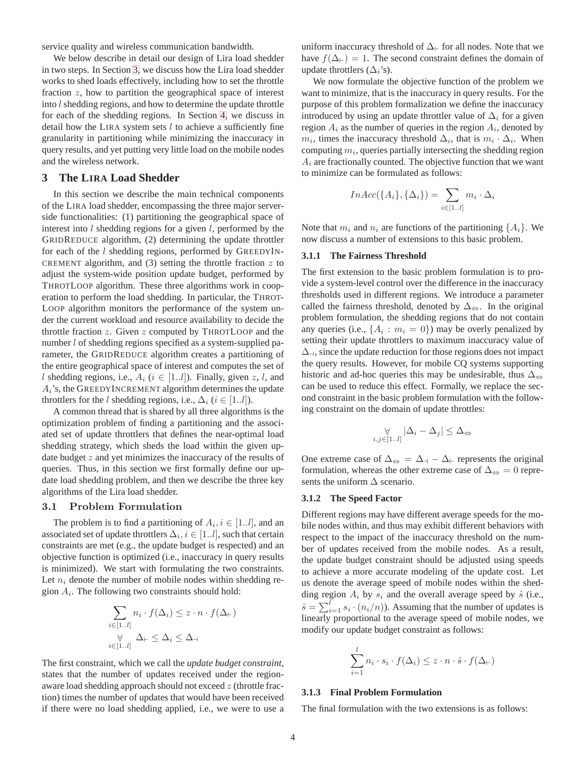service quality and wireless communication bandwidth.

We below describe in detail our design of Lira load shedder in two steps. In Section 3, we discuss how the Lira load shedder works to shed loads effectively, including how to set the throttle fraction $z$, how to partition the geographical space of interest into $l$ shedding regions, and how to determine the update throttle for each of the shedding regions. In Section 4, we discuss in detail how the LIRA system sets $l$ to achieve a sufficiently fine granularity in partitioning while minimizing the inaccuracy in query results, and yet putting very little load on the mobile nodes and the wireless network.

# 3 The LIRA Load Shedder

In this section we describe the main technical components of the LIRA load shedder, encompassing the three major server-side functionalities: (1) partitioning the geographical space of interest into $l$ shedding regions for a given $l$, performed by the GRIDREDUCE algorithm, (2) determining the update throttler for each of the $l$ shedding regions, performed by GREEDYINCREMENT algorithm, and (3) setting the throttle fraction $z$ to adjust the system-wide position update budget, performed by THROTLOOP algorithm. These three algorithms work in cooperation to perform the load shedding. In particular, the THROTLOOP algorithm monitors the performance of the system under the current workload and resource availability to decide the throttle fraction $z$. Given $z$ computed by THROTLOOP and the number $l$ of shedding regions specified as a system-supplied parameter, the GRIDREDUCE algorithm creates a partitioning of the entire geographical space of interest and computes the set of $l$ shedding regions, i.e., $A_i$ ($i \in [1..l]$). Finally, given $z$, $l$, and $A_i$'s, the GREEDYINCREMENT algorithm determines the update throttlers for the $l$ shedding regions, i.e., $\Delta_i$ ($i \in [1..l]$).

A common thread that is shared by all three algorithms is the optimization problem of finding a partitioning and the associated set of update throttlers that defines the near-optimal load shedding strategy, which sheds the load within the given update budget $z$ and yet minimizes the inaccuracy of the results of queries. Thus, in this section we first formally define our update load shedding problem, and then we describe the three key algorithms of the Lira load shedder.

## 3.1 Problem Formulation

The problem is to find a partitioning of $A_i, i \in [1..l]$, and an associated set of update throttlers $\Delta_i, i \in [1..l]$, such that certain constraints are met (e.g., the update budget is respected) and an objective function is optimized (i.e., inaccuracy in query results is minimized). We start with formulating the two constraints. Let $n_i$ denote the number of mobile nodes within shedding region $A_i$. The following two constraints should hold:

$$\sum_{i \in [1..l]} n_i \cdot f(\Delta_i) \leq z \cdot n \cdot f(\Delta_{\vdash})$$

$$\underset{i \in [1..l]}{\forall} \; \Delta_{\vdash} \leq \Delta_i \leq \Delta_{\dashv}$$

The first constraint, which we call the *update budget constraint*, states that the number of updates received under the region-aware load shedding approach should not exceed $z$ (throttle fraction) times the number of updates that would have been received if there were no load shedding applied, i.e., we were to use a uniform inaccuracy threshold of $\Delta_{\vdash}$ for all nodes. Note that we have $f(\Delta_{\vdash}) = 1$. The second constraint defines the domain of update throttlers ($\Delta_i$'s).

We now formulate the objective function of the problem we want to minimize, that is the inaccuracy in query results. For the purpose of this problem formalization we define the inaccuracy introduced by using an update throttler value of $\Delta_i$ for a given region $A_i$ as the number of queries in the region $A_i$, denoted by $m_i$, times the inaccuracy threshold $\Delta_i$, that is $m_i \cdot \Delta_i$. When computing $m_i$, queries partially intersecting the shedding region $A_i$ are fractionally counted. The objective function that we want to minimize can be formulated as follows:

$$InAcc(\{A_i\}, \{\Delta_i\}) = \sum_{i \in [1..l]} m_i \cdot \Delta_i$$

Note that $m_i$ and $n_i$ are functions of the partitioning $\{A_i\}$. We now discuss a number of extensions to this basic problem.

### 3.1.1 The Fairness Threshold

The first extension to the basic problem formulation is to provide a system-level control over the difference in the inaccuracy thresholds used in different regions. We introduce a parameter called the fairness threshold, denoted by $\Delta_{\Leftrightarrow}$. In the original problem formulation, the shedding regions that do not contain any queries (i.e., $\{A_i : m_i = 0\}$) may be overly penalized by setting their update throttlers to maximum inaccuracy value of $\Delta_{\dashv}$, since the update reduction for those regions does not impact the query results. However, for mobile CQ systems supporting historic and ad-hoc queries this may be undesirable, thus $\Delta_{\Leftrightarrow}$ can be used to reduce this effect. Formally, we replace the second constraint in the basic problem formulation with the following constraint on the domain of update throttles:

$$\underset{i,j \in [1..l]}{\forall} |\Delta_i - \Delta_j| \leq \Delta_{\Leftrightarrow}$$

One extreme case of $\Delta_{\Leftrightarrow} = \Delta_{\dashv} - \Delta_{\vdash}$ represents the original formulation, whereas the other extreme case of $\Delta_{\Leftrightarrow} = 0$ represents the uniform $\Delta$ scenario.

### 3.1.2 The Speed Factor

Different regions may have different average speeds for the mobile nodes within, and thus may exhibit different behaviors with respect to the impact of the inaccuracy threshold on the number of updates received from the mobile nodes. As a result, the update budget constraint should be adjusted using speeds to achieve a more accurate modeling of the update cost. Let us denote the average speed of mobile nodes within the shedding region $A_i$ by $s_i$ and the overall average speed by $\hat{s}$ (i.e., $\hat{s} = \sum_{i=1}^{l} s_i \cdot (n_i/n)$). Assuming that the number of updates is linearly proportional to the average speed of mobile nodes, we modify our update budget constraint as follows:

$$\sum_{i=1}^{l} n_i \cdot s_i \cdot f(\Delta_i) \leq z \cdot n \cdot \hat{s} \cdot f(\Delta_{\vdash})$$

### 3.1.3 Final Problem Formulation

The final formulation with the two extensions is as follows: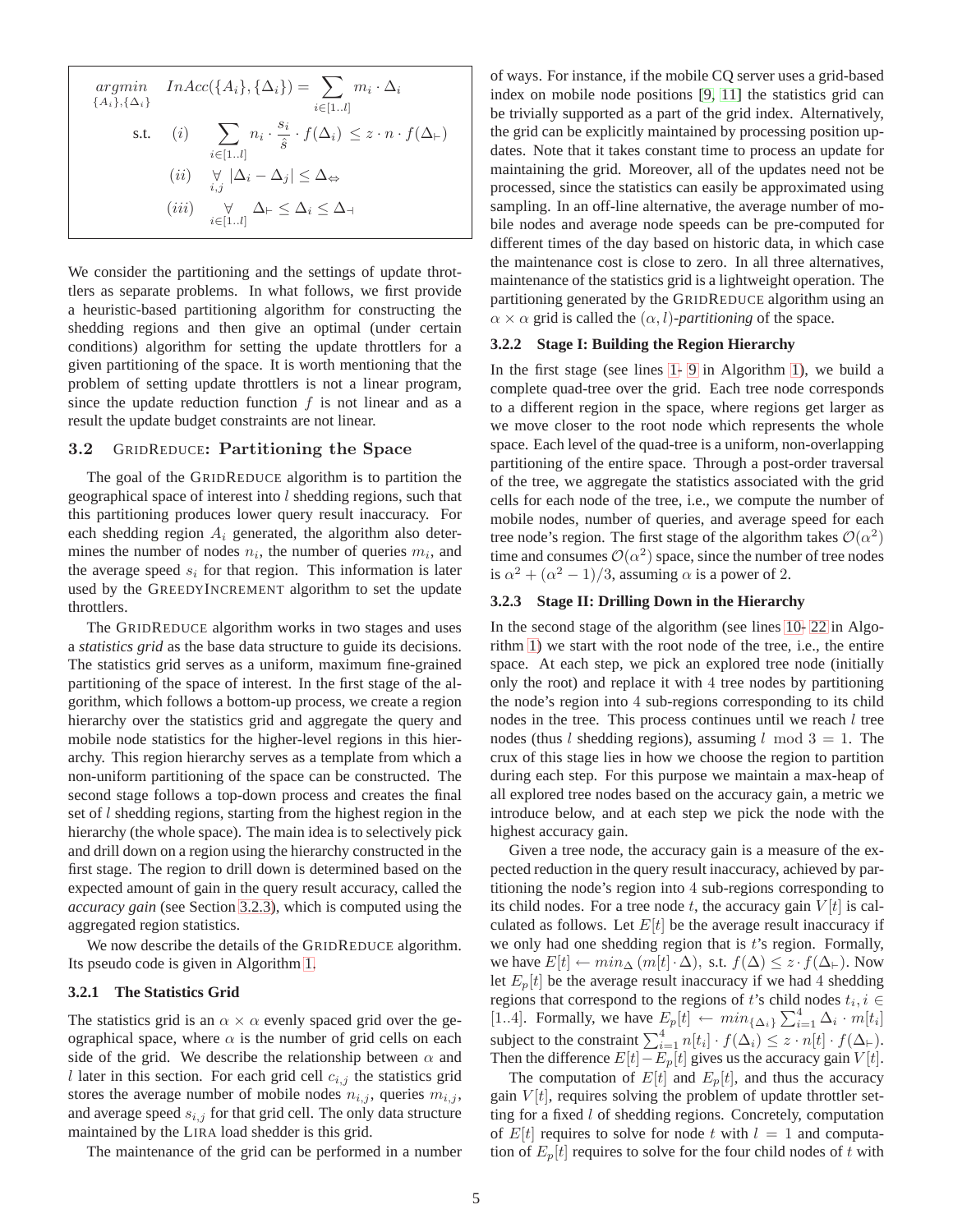$$
\begin{aligned}
\underset{\{A_i\},\{\Delta_i\}}{argmin} \quad & InAcc(\{A_i\},\{\Delta_i\}) = \sum_{i\in[1..l]} m_i \cdot \Delta_i \\
\text{s.t.} \quad (i) \quad & \sum_{i\in[1..l]} n_i \cdot \frac{s_i}{\hat{s}} \cdot f(\Delta_i) \le z \cdot n \cdot f(\Delta_\vdash) \\
(ii) \quad & \underset{i,j}{\forall}\ |\Delta_i - \Delta_j| \le \Delta_\Leftrightarrow \\
(iii) \quad & \underset{i\in[1..l]}{\forall}\ \Delta_\vdash \le \Delta_i \le \Delta_\dashv
\end{aligned}
$$

We consider the partitioning and the settings of update throttlers as separate problems. In what follows, we first provide a heuristic-based partitioning algorithm for constructing the shedding regions and then give an optimal (under certain conditions) algorithm for setting the update throttlers for a given partitioning of the space. It is worth mentioning that the problem of setting update throttlers is not a linear program, since the update reduction function $f$ is not linear and as a result the update budget constraints are not linear.

## 3.2 GRIDREDUCE: Partitioning the Space

The goal of the GRIDREDUCE algorithm is to partition the geographical space of interest into $l$ shedding regions, such that this partitioning produces lower query result inaccuracy. For each shedding region $A_i$ generated, the algorithm also determines the number of nodes $n_i$, the number of queries $m_i$, and the average speed $s_i$ for that region. This information is later used by the GREEDYINCREMENT algorithm to set the update throttlers.

The GRIDREDUCE algorithm works in two stages and uses a *statistics grid* as the base data structure to guide its decisions. The statistics grid serves as a uniform, maximum fine-grained partitioning of the space of interest. In the first stage of the algorithm, which follows a bottom-up process, we create a region hierarchy over the statistics grid and aggregate the query and mobile node statistics for the higher-level regions in this hierarchy. This region hierarchy serves as a template from which a non-uniform partitioning of the space can be constructed. The second stage follows a top-down process and creates the final set of $l$ shedding regions, starting from the highest region in the hierarchy (the whole space). The main idea is to selectively pick and drill down on a region using the hierarchy constructed in the first stage. The region to drill down is determined based on the expected amount of gain in the query result accuracy, called the *accuracy gain* (see Section 3.2.3), which is computed using the aggregated region statistics.

We now describe the details of the GRIDREDUCE algorithm. Its pseudo code is given in Algorithm 1.

### 3.2.1 The Statistics Grid

The statistics grid is an $\alpha \times \alpha$ evenly spaced grid over the geographical space, where $\alpha$ is the number of grid cells on each side of the grid. We describe the relationship between $\alpha$ and $l$ later in this section. For each grid cell $c_{i,j}$ the statistics grid stores the average number of mobile nodes $n_{i,j}$, queries $m_{i,j}$, and average speed $s_{i,j}$ for that grid cell. The only data structure maintained by the LIRA load shedder is this grid.

The maintenance of the grid can be performed in a number of ways. For instance, if the mobile CQ server uses a grid-based index on mobile node positions [9, 11] the statistics grid can be trivially supported as a part of the grid index. Alternatively, the grid can be explicitly maintained by processing position updates. Note that it takes constant time to process an update for maintaining the grid. Moreover, all of the updates need not be processed, since the statistics can easily be approximated using sampling. In an off-line alternative, the average number of mobile nodes and average node speeds can be pre-computed for different times of the day based on historic data, in which case the maintenance cost is close to zero. In all three alternatives, maintenance of the statistics grid is a lightweight operation. The partitioning generated by the GRIDREDUCE algorithm using an $\alpha \times \alpha$ grid is called the $(\alpha, l)$-*partitioning* of the space.

### 3.2.2 Stage I: Building the Region Hierarchy

In the first stage (see lines 1- 9 in Algorithm 1), we build a complete quad-tree over the grid. Each tree node corresponds to a different region in the space, where regions get larger as we move closer to the root node which represents the whole space. Each level of the quad-tree is a uniform, non-overlapping partitioning of the entire space. Through a post-order traversal of the tree, we aggregate the statistics associated with the grid cells for each node of the tree, i.e., we compute the number of mobile nodes, number of queries, and average speed for each tree node's region. The first stage of the algorithm takes $\mathcal{O}(\alpha^2)$ time and consumes $\mathcal{O}(\alpha^2)$ space, since the number of tree nodes is $\alpha^2 + (\alpha^2 - 1)/3$, assuming $\alpha$ is a power of 2.

### 3.2.3 Stage II: Drilling Down in the Hierarchy

In the second stage of the algorithm (see lines 10- 22 in Algorithm 1) we start with the root node of the tree, i.e., the entire space. At each step, we pick an explored tree node (initially only the root) and replace it with 4 tree nodes by partitioning the node's region into 4 sub-regions corresponding to its child nodes in the tree. This process continues until we reach $l$ tree nodes (thus $l$ shedding regions), assuming $l \mod 3 = 1$. The crux of this stage lies in how we choose the region to partition during each step. For this purpose we maintain a max-heap of all explored tree nodes based on the accuracy gain, a metric we introduce below, and at each step we pick the node with the highest accuracy gain.

Given a tree node, the accuracy gain is a measure of the expected reduction in the query result inaccuracy, achieved by partitioning the node's region into 4 sub-regions corresponding to its child nodes. For a tree node $t$, the accuracy gain $V[t]$ is calculated as follows. Let $E[t]$ be the average result inaccuracy if we only had one shedding region that is $t$'s region. Formally, we have $E[t] \leftarrow min_\Delta\,(m[t] \cdot \Delta)$, s.t. $f(\Delta) \le z \cdot f(\Delta_\vdash)$. Now let $E_p[t]$ be the average result inaccuracy if we had 4 shedding regions that correspond to the regions of $t$'s child nodes $t_i, i \in [1..4]$. Formally, we have $E_p[t] \leftarrow min_{\{\Delta_i\}} \sum_{i=1}^{4} \Delta_i \cdot m[t_i]$ subject to the constraint $\sum_{i=1}^{4} n[t_i] \cdot f(\Delta_i) \le z \cdot n[t] \cdot f(\Delta_\vdash)$. Then the difference $E[t] - E_p[t]$ gives us the accuracy gain $V[t]$.

The computation of $E[t]$ and $E_p[t]$, and thus the accuracy gain $V[t]$, requires solving the problem of update throttler setting for a fixed $l$ of shedding regions. Concretely, computation of $E[t]$ requires to solve for node $t$ with $l = 1$ and computation of $E_p[t]$ requires to solve for the four child nodes of $t$ with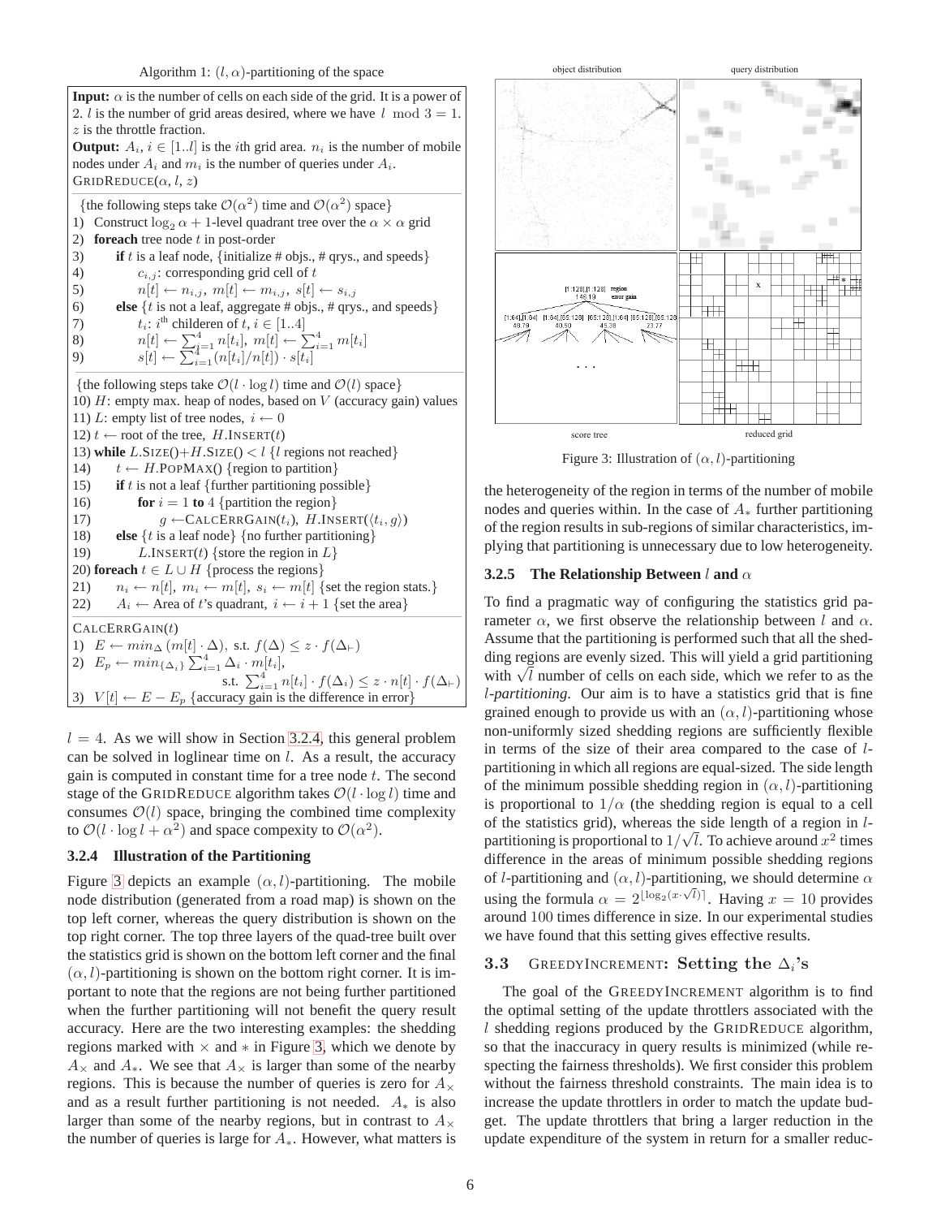Algorithm 1: $(l, \alpha)$-partitioning of the space

**Input:** $\alpha$ is the number of cells on each side of the grid. It is a power of 2. $l$ is the number of grid areas desired, where we have $l \mod 3 = 1$. $z$ is the throttle fraction.
**Output:** $A_i$, $i \in [1..l]$ is the $i$th grid area. $n_i$ is the number of mobile nodes under $A_i$ and $m_i$ is the number of queries under $A_i$.
GRIDREDUCE($\alpha$, $l$, $z$)

```
   {the following steps take O(α²) time and O(α²) space}
1)  Construct log₂ α + 1-level quadrant tree over the α × α grid
2)  foreach tree node t in post-order
3)      if t is a leaf node, {initialize # objs., # qrys., and speeds}
4)          c_{i,j}: corresponding grid cell of t
5)          n[t] ← n_{i,j}, m[t] ← m_{i,j}, s[t] ← s_{i,j}
6)      else {t is not a leaf, aggregate # objs., # qrys., and speeds}
7)          t_i: i^th childeren of t, i ∈ [1..4]
8)          n[t] ← Σ_{i=1}^{4} n[t_i], m[t] ← Σ_{i=1}^{4} m[t_i]
9)          s[t] ← Σ_{i=1}^{4} (n[t_i]/n[t]) · s[t_i]
   {the following steps take O(l · log l) time and O(l) space}
10) H: empty max. heap of nodes, based on V (accuracy gain) values
11) L: empty list of tree nodes, i ← 0
12) t ← root of the tree, H.INSERT(t)
13) while L.SIZE()+H.SIZE() < l {l regions not reached}
14)     t ← H.POPMAX() {region to partition}
15)     if t is not a leaf {further partitioning possible}
16)         for i = 1 to 4 {partition the region}
17)             g ←CALCERRGAIN(t_i), H.INSERT(⟨t_i, g⟩)
18)     else {t is a leaf node} {no further partitioning}
19)         L.INSERT(t) {store the region in L}
20) foreach t ∈ L ∪ H {process the regions}
21)     n_i ← n[t], m_i ← m[t], s_i ← m[t] {set the region stats.}
22)     A_i ← Area of t's quadrant, i ← i + 1 {set the area}
CALCERRGAIN(t)
1)  E ← min_Δ (m[t] · Δ), s.t. f(Δ) ≤ z · f(Δ_⊢)
2)  E_p ← min_{Δ_i} Σ_{i=1}^{4} Δ_i · m[t_i],
        s.t. Σ_{i=1}^{4} n[t_i] · f(Δ_i) ≤ z · n[t] · f(Δ_⊢)
3)  V[t] ← E − E_p {accuracy gain is the difference in error}
```

$l = 4$. As we will show in Section 3.2.4, this general problem can be solved in loglinear time on $l$. As a result, the accuracy gain is computed in constant time for a tree node $t$. The second stage of the GRIDREDUCE algorithm takes $\mathcal{O}(l \cdot \log l)$ time and consumes $\mathcal{O}(l)$ space, bringing the combined time complexity to $\mathcal{O}(l \cdot \log l + \alpha^2)$ and space compexity to $\mathcal{O}(\alpha^2)$.

### 3.2.4 Illustration of the Partitioning

Figure 3 depicts an example $(\alpha, l)$-partitioning. The mobile node distribution (generated from a road map) is shown on the top left corner, whereas the query distribution is shown on the top right corner. The top three layers of the quad-tree built over the statistics grid is shown on the bottom left corner and the final $(\alpha, l)$-partitioning is shown on the bottom right corner. It is important to note that the regions are not being further partitioned when the further partitioning will not benefit the query result accuracy. Here are the two interesting examples: the shedding regions marked with $\times$ and $*$ in Figure 3, which we denote by $A_\times$ and $A_*$. We see that $A_\times$ is larger than some of the nearby regions. This is because the number of queries is zero for $A_\times$ and as a result further partitioning is not needed. $A_*$ is also larger than some of the nearby regions, but in contrast to $A_\times$ the number of queries is large for $A_*$. However, what matters is the heterogeneity of the region in terms of the number of mobile nodes and queries within. In the case of $A_*$ further partitioning of the region results in sub-regions of similar characteristics, implying that partitioning is unnecessary due to low heterogeneity.

Figure 3: Illustration of $(\alpha, l)$-partitioning

### 3.2.5 The Relationship Between $l$ and $\alpha$

To find a pragmatic way of configuring the statistics grid parameter $\alpha$, we first observe the relationship between $l$ and $\alpha$. Assume that the partitioning is performed such that all the shedding regions are evenly sized. This will yield a grid partitioning with $\sqrt{l}$ number of cells on each side, which we refer to as the *l-partitioning*. Our aim is to have a statistics grid that is fine grained enough to provide us with an $(\alpha, l)$-partitioning whose non-uniformly sized shedding regions are sufficiently flexible in terms of the size of their area compared to the case of $l$-partitioning in which all regions are equal-sized. The side length of the minimum possible shedding region in $(\alpha, l)$-partitioning is proportional to $1/\alpha$ (the shedding region is equal to a cell of the statistics grid), whereas the side length of a region in $l$-partitioning is proportional to $1/\sqrt{l}$. To achieve around $x^2$ times difference in the areas of minimum possible shedding regions of $l$-partitioning and $(\alpha, l)$-partitioning, we should determine $\alpha$ using the formula $\alpha = 2^{\lfloor \log_2(x \cdot \sqrt{l}) \rceil}$. Having $x = 10$ provides around 100 times difference in size. In our experimental studies we have found that this setting gives effective results.

## 3.3 GREEDYINCREMENT: Setting the $\Delta_i$'s

The goal of the GREEDYINCREMENT algorithm is to find the optimal setting of the update throttlers associated with the $l$ shedding regions produced by the GRIDREDUCE algorithm, so that the inaccuracy in query results is minimized (while respecting the fairness thresholds). We first consider this problem without the fairness threshold constraints. The main idea is to increase the update throttlers in order to match the update budget. The update throttlers that bring a larger reduction in the update expenditure of the system in return for a smaller reduc-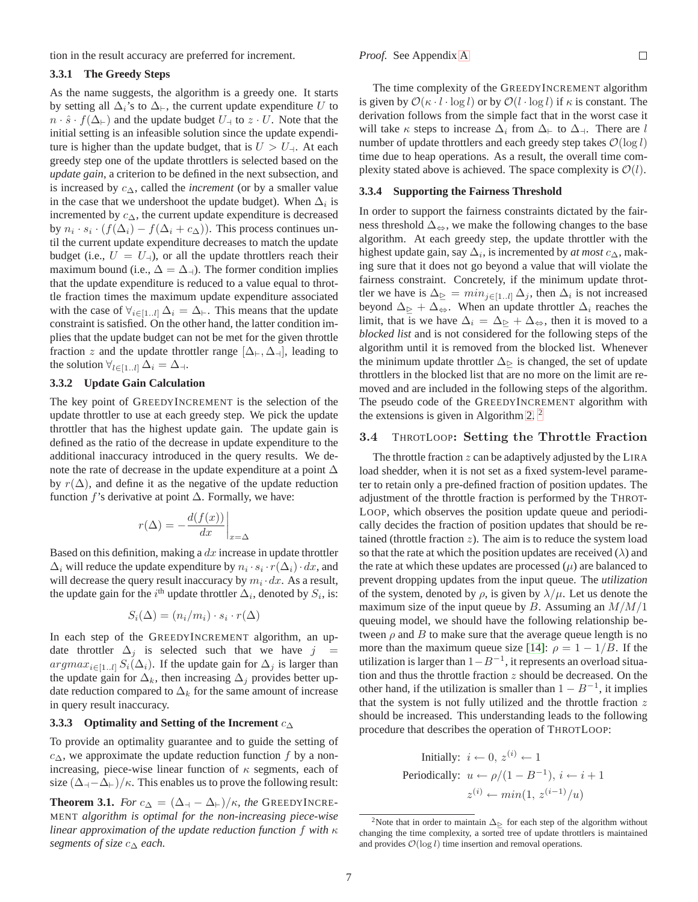tion in the result accuracy are preferred for increment.

### 3.3.1 The Greedy Steps

As the name suggests, the algorithm is a greedy one. It starts by setting all $\Delta_i$'s to $\Delta_{\vdash}$, the current update expenditure $U$ to $n \cdot \hat{s} \cdot f(\Delta_{\vdash})$ and the update budget $U_{\dashv}$ to $z \cdot U$. Note that the initial setting is an infeasible solution since the update expenditure is higher than the update budget, that is $U > U_{\dashv}$. At each greedy step one of the update throttlers is selected based on the *update gain*, a criterion to be defined in the next subsection, and is increased by $c_{\Delta}$, called the *increment* (or by a smaller value in the case that we undershoot the update budget). When $\Delta_i$ is incremented by $c_{\Delta}$, the current update expenditure is decreased by $n_i \cdot s_i \cdot (f(\Delta_i) - f(\Delta_i + c_{\Delta}))$. This process continues until the current update expenditure decreases to match the update budget (i.e., $U = U_{\dashv}$), or all the update throttlers reach their maximum bound (i.e., $\Delta = \Delta_{\dashv}$). The former condition implies that the update expenditure is reduced to a value equal to throttle fraction times the maximum update expenditure associated with the case of $\forall_{i \in [1..l]}\, \Delta_i = \Delta_{\vdash}$. This means that the update constraint is satisfied. On the other hand, the latter condition implies that the update budget can not be met for the given throttle fraction $z$ and the update throttler range $[\Delta_{\vdash}, \Delta_{\dashv}]$, leading to the solution $\forall_{l \in [1..l]}\, \Delta_i = \Delta_{\dashv}$.

### 3.3.2 Update Gain Calculation

The key point of GreedyIncrement is the selection of the update throttler to use at each greedy step. We pick the update throttler that has the highest update gain. The update gain is defined as the ratio of the decrease in update expenditure to the additional inaccuracy introduced in the query results. We denote the rate of decrease in the update expenditure at a point $\Delta$ by $r(\Delta)$, and define it as the negative of the update reduction function $f$'s derivative at point $\Delta$. Formally, we have:

$$r(\Delta) = -\left.\frac{d(f(x))}{dx}\right|_{x=\Delta}$$

Based on this definition, making a $dx$ increase in update throttler $\Delta_i$ will reduce the update expenditure by $n_i \cdot s_i \cdot r(\Delta_i) \cdot dx$, and will decrease the query result inaccuracy by $m_i \cdot dx$. As a result, the update gain for the $i^{\text{th}}$ update throttler $\Delta_i$, denoted by $S_i$, is:

$$S_i(\Delta) = (n_i/m_i) \cdot s_i \cdot r(\Delta)$$

In each step of the GreedyIncrement algorithm, an update throttler $\Delta_j$ is selected such that we have $j = argmax_{i \in [1..l]}\, S_i(\Delta_i)$. If the update gain for $\Delta_j$ is larger than the update gain for $\Delta_k$, then increasing $\Delta_j$ provides better update reduction compared to $\Delta_k$ for the same amount of increase in query result inaccuracy.

### 3.3.3 Optimality and Setting of the Increment $c_{\Delta}$

To provide an optimality guarantee and to guide the setting of $c_{\Delta}$, we approximate the update reduction function $f$ by a non-increasing, piece-wise linear function of $\kappa$ segments, each of size $(\Delta_{\dashv} - \Delta_{\vdash})/\kappa$. This enables us to prove the following result:

**Theorem 3.1.** *For $c_{\Delta} = (\Delta_{\dashv} - \Delta_{\vdash})/\kappa$, the* GreedyIncrement *algorithm is optimal for the non-increasing piece-wise linear approximation of the update reduction function $f$ with $\kappa$ segments of size $c_{\Delta}$ each.*

*Proof.* See Appendix A □

The time complexity of the GreedyIncrement algorithm is given by $\mathcal{O}(\kappa \cdot l \cdot \log l)$ or by $\mathcal{O}(l \cdot \log l)$ if $\kappa$ is constant. The derivation follows from the simple fact that in the worst case it will take $\kappa$ steps to increase $\Delta_i$ from $\Delta_{\vdash}$ to $\Delta_{\dashv}$. There are $l$ number of update throttlers and each greedy step takes $\mathcal{O}(\log l)$ time due to heap operations. As a result, the overall time complexity stated above is achieved. The space complexity is $\mathcal{O}(l)$.

### 3.3.4 Supporting the Fairness Threshold

In order to support the fairness constraints dictated by the fairness threshold $\Delta_{\Leftrightarrow}$, we make the following changes to the base algorithm. At each greedy step, the update throttler with the highest update gain, say $\Delta_i$, is incremented by *at most* $c_{\Delta}$, making sure that it does not go beyond a value that will violate the fairness constraint. Concretely, if the minimum update throttler we have is $\Delta_{\trianglerighteq} = min_{j \in [1..l]}\, \Delta_j$, then $\Delta_i$ is not increased beyond $\Delta_{\trianglerighteq} + \Delta_{\Leftrightarrow}$. When an update throttler $\Delta_i$ reaches the limit, that is we have $\Delta_i = \Delta_{\trianglerighteq} + \Delta_{\Leftrightarrow}$, then it is moved to a *blocked list* and is not considered for the following steps of the algorithm until it is removed from the blocked list. Whenever the minimum update throttler $\Delta_{\trianglerighteq}$ is changed, the set of update throttlers in the blocked list that are no more on the limit are removed and are included in the following steps of the algorithm. The pseudo code of the GreedyIncrement algorithm with the extensions is given in Algorithm 2. [2]

## 3.4 ThrotLoop: Setting the Throttle Fraction

The throttle fraction $z$ can be adaptively adjusted by the Lira load shedder, when it is not set as a fixed system-level parameter to retain only a pre-defined fraction of position updates. The adjustment of the throttle fraction is performed by the ThrotLoop, which observes the position update queue and periodically decides the fraction of position updates that should be retained (throttle fraction $z$). The aim is to reduce the system load so that the rate at which the position updates are received ($\lambda$) and the rate at which these updates are processed ($\mu$) are balanced to prevent dropping updates from the input queue. The *utilization* of the system, denoted by $\rho$, is given by $\lambda/\mu$. Let us denote the maximum size of the input queue by $B$. Assuming an $M/M/1$ queuing model, we should have the following relationship between $\rho$ and $B$ to make sure that the average queue length is no more than the maximum queue size [14]: $\rho = 1 - 1/B$. If the utilization is larger than $1 - B^{-1}$, it represents an overload situation and thus the throttle fraction $z$ should be decreased. On the other hand, if the utilization is smaller than $1 - B^{-1}$, it implies that the system is not fully utilized and the throttle fraction $z$ should be increased. This understanding leads to the following procedure that describes the operation of ThrotLoop:

$$\begin{aligned} \text{Initially: } & i \leftarrow 0,\ z^{(i)} \leftarrow 1 \\ \text{Periodically: } & u \leftarrow \rho/(1 - B^{-1}),\ i \leftarrow i + 1 \\ & z^{(i)} \leftarrow min(1,\ z^{(i-1)}/u) \end{aligned}$$

[2] Note that in order to maintain $\Delta_{\trianglerighteq}$ for each step of the algorithm without changing the time complexity, a sorted tree of update throttlers is maintained and provides $\mathcal{O}(\log l)$ time insertion and removal operations.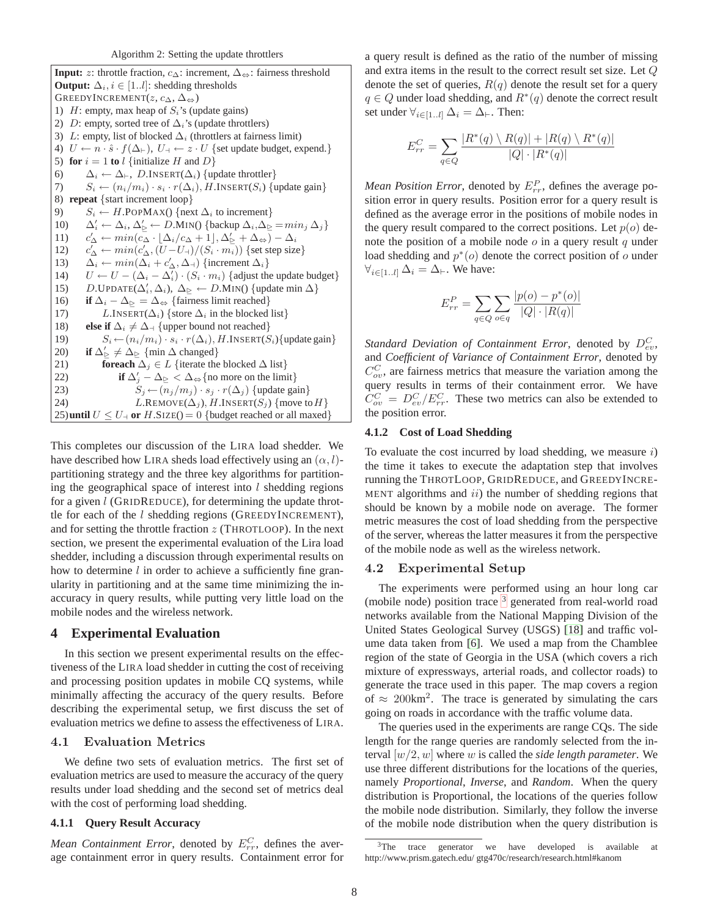Algorithm 2: Setting the update throttlers

```
Input: z: throttle fraction, c_Δ: increment, Δ_⇔: fairness threshold
Output: Δ_i, i ∈ [1..l]: shedding thresholds
GREEDYINCREMENT(z, c_Δ, Δ_⇔)
1)  H: empty, max heap of S_i's (update gains)
2)  D: empty, sorted tree of Δ_i's (update throttlers)
3)  L: empty, list of blocked Δ_i (throttlers at fairness limit)
4)  U ← n · ŝ · f(Δ_⊢), U_⊣ ← z · U {set update budget, expend.}
5)  for i = 1 to l {initialize H and D}
6)      Δ_i ← Δ_⊢, D.INSERT(Δ_i) {update throttler}
7)      S_i ← (n_i/m_i) · s_i · r(Δ_i), H.INSERT(S_i) {update gain}
8)  repeat {start increment loop}
9)      S_i ← H.POPMAX() {next Δ_i to increment}
10)     Δ'_i ← Δ_i, Δ'_⊵ ← D.MIN() {backup Δ_i, Δ_⊵ = min_j Δ_j}
11)     c'_Δ ← min(c_Δ · ⌊Δ_i/c_Δ + 1⌋, Δ'_⊵ + Δ_⇔) − Δ_i
12)     c'_Δ ← min(c'_Δ, (U−U_⊣)/(S_i · m_i)) {set step size}
13)     Δ_i ← min(Δ_i + c'_Δ, Δ_⊣) {increment Δ_i}
14)     U ← U − (Δ_i − Δ'_i) · (S_i · m_i) {adjust the update budget}
15)     D.UPDATE(Δ'_i, Δ_i), Δ_⊵ ← D.MIN() {update min Δ}
16)     if Δ_i − Δ_⊵ = Δ_⇔ {fairness limit reached}
17)         L.INSERT(Δ_i) {store Δ_i in the blocked list}
18)     else if Δ_i ≠ Δ_⊣ {upper bound not reached}
19)         S_i ← (n_i/m_i) · s_i · r(Δ_i), H.INSERT(S_i) {update gain}
20)     if Δ'_⊵ ≠ Δ_⊵ {min Δ changed}
21)         foreach Δ_j ∈ L {iterate the blocked Δ list}
22)             if Δ'_j − Δ_⊵ < Δ_⇔ {no more on the limit}
23)                 S_j ← (n_j/m_j) · s_j · r(Δ_j) {update gain}
24)                 L.REMOVE(Δ_j), H.INSERT(S_j) {move to H}
25) until U ≤ U_⊣ or H.SIZE() = 0 {budget reached or all maxed}
```

This completes our discussion of the LIRA load shedder. We have described how LIRA sheds load effectively using an $(\alpha, l)$-partitioning strategy and the three key algorithms for partitioning the geographical space of interest into $l$ shedding regions for a given $l$ (GRIDREDUCE), for determining the update throttle for each of the $l$ shedding regions (GREEDYINCREMENT), and for setting the throttle fraction $z$ (THROTLOOP). In the next section, we present the experimental evaluation of the Lira load shedder, including a discussion through experimental results on how to determine $l$ in order to achieve a sufficiently fine granularity in partitioning and at the same time minimizing the inaccuracy in query results, while putting very little load on the mobile nodes and the wireless network.

# 4 Experimental Evaluation

In this section we present experimental results on the effectiveness of the LIRA load shedder in cutting the cost of receiving and processing position updates in mobile CQ systems, while minimally affecting the accuracy of the query results. Before describing the experimental setup, we first discuss the set of evaluation metrics we define to assess the effectiveness of LIRA.

## 4.1 Evaluation Metrics

We define two sets of evaluation metrics. The first set of evaluation metrics are used to measure the accuracy of the query results under load shedding and the second set of metrics deal with the cost of performing load shedding.

### 4.1.1 Query Result Accuracy

*Mean Containment Error*, denoted by $E^C_{rr}$, defines the average containment error in query results. Containment error for a query result is defined as the ratio of the number of missing and extra items in the result to the correct result set size. Let $Q$ denote the set of queries, $R(q)$ denote the result set for a query $q \in Q$ under load shedding, and $R^*(q)$ denote the correct result set under $\forall_{i\in[1..l]}\, \Delta_i = \Delta_\vdash$. Then:

$$E^C_{rr} = \sum_{q \in Q} \frac{|R^*(q) \setminus R(q)| + |R(q) \setminus R^*(q)|}{|Q| \cdot |R^*(q)|}$$

*Mean Position Error*, denoted by $E^P_{rr}$, defines the average position error in query results. Position error for a query result is defined as the average error in the positions of mobile nodes in the query result compared to the correct positions. Let $p(o)$ denote the position of a mobile node $o$ in a query result $q$ under load shedding and $p^*(o)$ denote the correct position of $o$ under $\forall_{i\in[1..l]}\, \Delta_i = \Delta_\vdash$. We have:

$$E^P_{rr} = \sum_{q \in Q} \sum_{o \in q} \frac{|p(o) - p^*(o)|}{|Q| \cdot |R(q)|}$$

*Standard Deviation of Containment Error*, denoted by $D^C_{ev}$, and *Coefficient of Variance of Containment Error*, denoted by $C^C_{ov}$, are fairness metrics that measure the variation among the query results in terms of their containment error. We have $C^C_{ov} = D^C_{ev}/E^C_{rr}$. These two metrics can also be extended to the position error.

### 4.1.2 Cost of Load Shedding

To evaluate the cost incurred by load shedding, we measure $i)$ the time it takes to execute the adaptation step that involves running the THROTLOOP, GRIDREDUCE, and GREEDYINCREMENT algorithms and $ii)$ the number of shedding regions that should be known by a mobile node on average. The former metric measures the cost of load shedding from the perspective of the server, whereas the latter measures it from the perspective of the mobile node as well as the wireless network.

## 4.2 Experimental Setup

The experiments were performed using an hour long car (mobile node) position trace [3] generated from real-world road networks available from the National Mapping Division of the United States Geological Survey (USGS) [18] and traffic volume data taken from [6]. We used a map from the Chamblee region of the state of Georgia in the USA (which covers a rich mixture of expressways, arterial roads, and collector roads) to generate the trace used in this paper. The map covers a region of $\approx 200\text{km}^2$. The trace is generated by simulating the cars going on roads in accordance with the traffic volume data.

The queries used in the experiments are range CQs. The side length for the range queries are randomly selected from the interval $[w/2, w]$ where $w$ is called the *side length parameter*. We use three different distributions for the locations of the queries, namely *Proportional*, *Inverse*, and *Random*. When the query distribution is Proportional, the locations of the queries follow the mobile node distribution. Similarly, they follow the inverse of the mobile node distribution when the query distribution is

[3] The trace generator we have developed is available at http://www.prism.gatech.edu/ gtg470c/research/research.html#kanom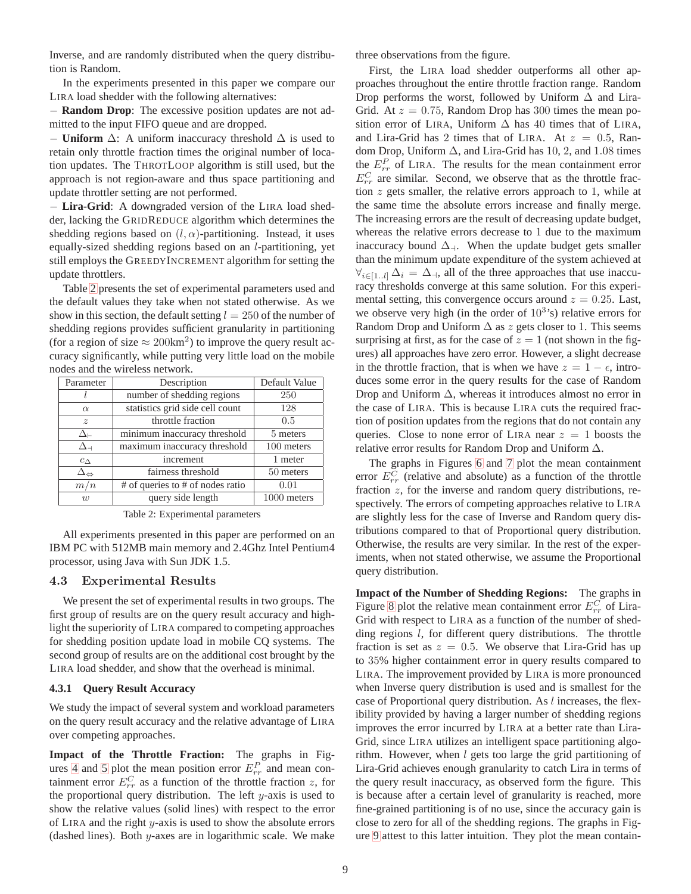Inverse, and are randomly distributed when the query distribution is Random.

In the experiments presented in this paper we compare our LIRA load shedder with the following alternatives:

– **Random Drop**: The excessive position updates are not admitted to the input FIFO queue and are dropped.

– **Uniform** $\Delta$: A uniform inaccuracy threshold $\Delta$ is used to retain only throttle fraction times the original number of location updates. The THROTLOOP algorithm is still used, but the approach is not region-aware and thus space partitioning and update throttler setting are not performed.

– **Lira-Grid**: A downgraded version of the LIRA load shedder, lacking the GRIDREDUCE algorithm which determines the shedding regions based on $(l, \alpha)$-partitioning. Instead, it uses equally-sized shedding regions based on an $l$-partitioning, yet still employs the GREEDYINCREMENT algorithm for setting the update throttlers.

Table 2 presents the set of experimental parameters used and the default values they take when not stated otherwise. As we show in this section, the default setting $l = 250$ of the number of shedding regions provides sufficient granularity in partitioning (for a region of size $\approx 200\text{km}^2$) to improve the query result accuracy significantly, while putting very little load on the mobile nodes and the wireless network.

| Parameter | Description | Default Value |
|---|---|---|
| $l$ | number of shedding regions | 250 |
| $\alpha$ | statistics grid side cell count | 128 |
| $z$ | throttle fraction | 0.5 |
| $\Delta_{\vdash}$ | minimum inaccuracy threshold | 5 meters |
| $\Delta_{\dashv}$ | maximum inaccuracy threshold | 100 meters |
| $c_{\Delta}$ | increment | 1 meter |
| $\Delta_{\Leftrightarrow}$ | fairness threshold | 50 meters |
| $m/n$ | # of queries to # of nodes ratio | 0.01 |
| $w$ | query side length | 1000 meters |

Table 2: Experimental parameters

All experiments presented in this paper are performed on an IBM PC with 512MB main memory and 2.4Ghz Intel Pentium4 processor, using Java with Sun JDK 1.5.

## 4.3 Experimental Results

We present the set of experimental results in two groups. The first group of results are on the query result accuracy and highlight the superiority of LIRA compared to competing approaches for shedding position update load in mobile CQ systems. The second group of results are on the additional cost brought by the LIRA load shedder, and show that the overhead is minimal.

### 4.3.1 Query Result Accuracy

We study the impact of several system and workload parameters on the query result accuracy and the relative advantage of LIRA over competing approaches.

**Impact of the Throttle Fraction:** The graphs in Figures 4 and 5 plot the mean position error $E^P_{rr}$ and mean containment error $E^C_{rr}$ as a function of the throttle fraction $z$, for the proportional query distribution. The left $y$-axis is used to show the relative values (solid lines) with respect to the error of LIRA and the right $y$-axis is used to show the absolute errors (dashed lines). Both $y$-axes are in logarithmic scale. We make three observations from the figure.

First, the LIRA load shedder outperforms all other approaches throughout the entire throttle fraction range. Random Drop performs the worst, followed by Uniform $\Delta$ and Lira-Grid. At $z = 0.75$, Random Drop has $300$ times the mean position error of LIRA, Uniform $\Delta$ has $40$ times that of LIRA, and Lira-Grid has $2$ times that of LIRA. At $z = 0.5$, Random Drop, Uniform $\Delta$, and Lira-Grid has $10$, $2$, and $1.08$ times the $E^P_{rr}$ of LIRA. The results for the mean containment error $E^C_{rr}$ are similar. Second, we observe that as the throttle fraction $z$ gets smaller, the relative errors approach to $1$, while at the same time the absolute errors increase and finally merge. The increasing errors are the result of decreasing update budget, whereas the relative errors decrease to $1$ due to the maximum inaccuracy bound $\Delta_{\dashv}$. When the update budget gets smaller than the minimum update expenditure of the system achieved at $\forall_{i \in [1..l]} \Delta_i = \Delta_{\dashv}$, all of the three approaches that use inaccuracy thresholds converge at this same solution. For this experimental setting, this convergence occurs around $z = 0.25$. Last, we observe very high (in the order of $10^3$'s) relative errors for Random Drop and Uniform $\Delta$ as $z$ gets closer to $1$. This seems surprising at first, as for the case of $z = 1$ (not shown in the figures) all approaches have zero error. However, a slight decrease in the throttle fraction, that is when we have $z = 1 - \epsilon$, introduces some error in the query results for the case of Random Drop and Uniform $\Delta$, whereas it introduces almost no error in the case of LIRA. This is because LIRA cuts the required fraction of position updates from the regions that do not contain any queries. Close to none error of LIRA near $z = 1$ boosts the relative error results for Random Drop and Uniform $\Delta$.

The graphs in Figures 6 and 7 plot the mean containment error $E^C_{rr}$ (relative and absolute) as a function of the throttle fraction $z$, for the inverse and random query distributions, respectively. The errors of competing approaches relative to LIRA are slightly less for the case of Inverse and Random query distributions compared to that of Proportional query distribution. Otherwise, the results are very similar. In the rest of the experiments, when not stated otherwise, we assume the Proportional query distribution.

**Impact of the Number of Shedding Regions:** The graphs in Figure 8 plot the relative mean containment error $E^C_{rr}$ of Lira-Grid with respect to LIRA as a function of the number of shedding regions $l$, for different query distributions. The throttle fraction is set as $z = 0.5$. We observe that Lira-Grid has up to 35% higher containment error in query results compared to LIRA. The improvement provided by LIRA is more pronounced when Inverse query distribution is used and is smallest for the case of Proportional query distribution. As $l$ increases, the flexibility provided by having a larger number of shedding regions improves the error incurred by LIRA at a better rate than Lira-Grid, since LIRA utilizes an intelligent space partitioning algorithm. However, when $l$ gets too large the grid partitioning of Lira-Grid achieves enough granularity to catch Lira in terms of the query result inaccuracy, as observed form the figure. This is because after a certain level of granularity is reached, more fine-grained partitioning is of no use, since the accuracy gain is close to zero for all of the shedding regions. The graphs in Figure 9 attest to this latter intuition. They plot the mean contain-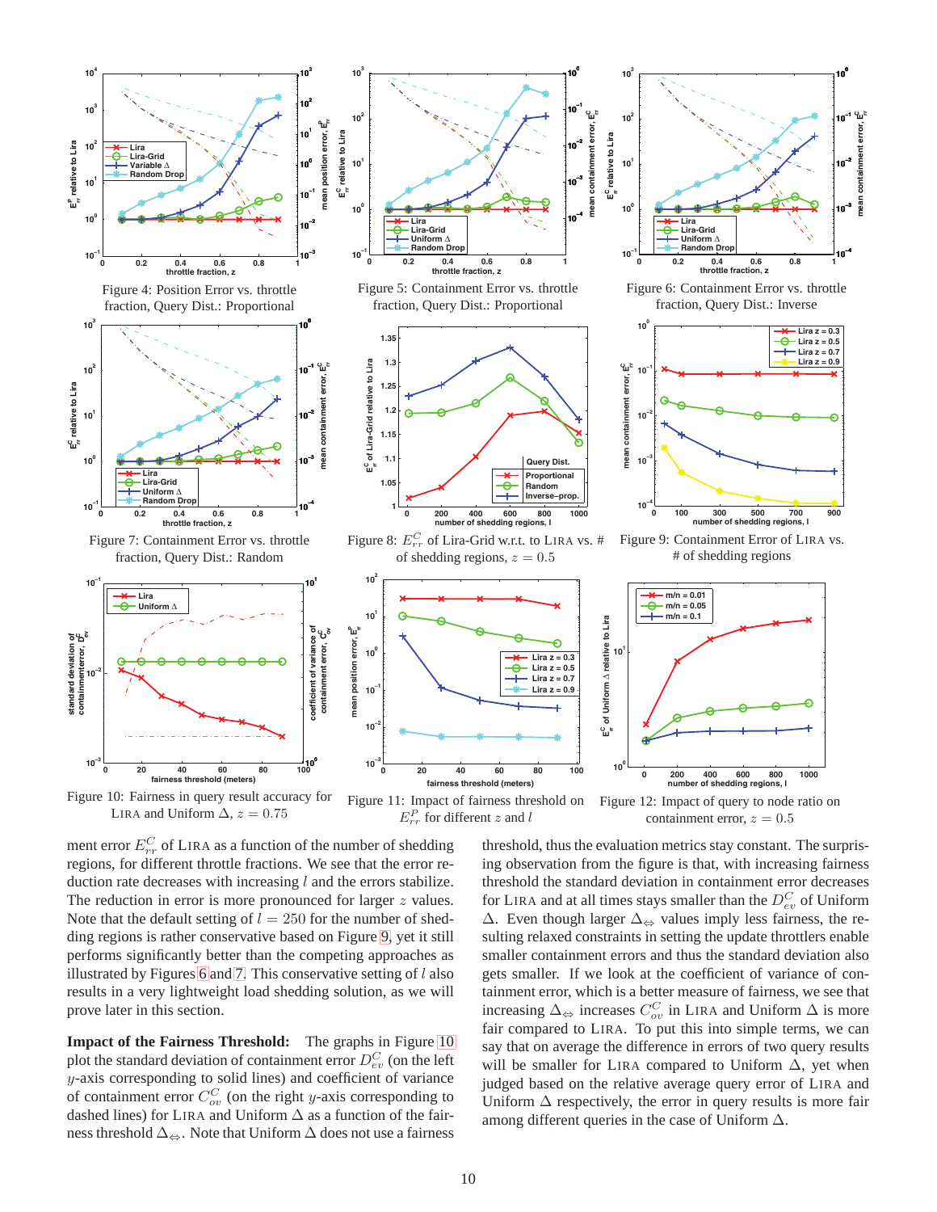Figure 4: Position Error vs. throttle fraction, Query Dist.: Proportional

Figure 5: Containment Error vs. throttle fraction, Query Dist.: Proportional

Figure 6: Containment Error vs. throttle fraction, Query Dist.: Inverse

Figure 7: Containment Error vs. throttle fraction, Query Dist.: Random

Figure 8: $E^C_{rr}$ of Lira-Grid w.r.t. to LIRA vs. # of shedding regions, $z = 0.5$

Figure 9: Containment Error of LIRA vs. # of shedding regions

Figure 10: Fairness in query result accuracy for LIRA and Uniform $\Delta$, $z = 0.75$

Figure 11: Impact of fairness threshold on $E^P_{rr}$ for different $z$ and $l$

Figure 12: Impact of query to node ratio on containment error, $z = 0.5$

ment error $E^C_{rr}$ of LIRA as a function of the number of shedding regions, for different throttle fractions. We see that the error reduction rate decreases with increasing $l$ and the errors stabilize. The reduction in error is more pronounced for larger $z$ values. Note that the default setting of $l = 250$ for the number of shedding regions is rather conservative based on Figure 9, yet it still performs significantly better than the competing approaches as illustrated by Figures 6 and 7. This conservative setting of $l$ also results in a very lightweight load shedding solution, as we will prove later in this section.

**Impact of the Fairness Threshold:** The graphs in Figure 10 plot the standard deviation of containment error $D^C_{ev}$ (on the left $y$-axis corresponding to solid lines) and coefficient of variance of containment error $C^C_{ov}$ (on the right $y$-axis corresponding to dashed lines) for LIRA and Uniform $\Delta$ as a function of the fairness threshold $\Delta_{\Leftrightarrow}$. Note that Uniform $\Delta$ does not use a fairness threshold, thus the evaluation metrics stay constant. The surprising observation from the figure is that, with increasing fairness threshold the standard deviation in containment error decreases for LIRA and at all times stays smaller than the $D^C_{ev}$ of Uniform $\Delta$. Even though larger $\Delta_{\Leftrightarrow}$ values imply less fairness, the resulting relaxed constraints in setting the update throttlers enable smaller containment errors and thus the standard deviation also gets smaller. If we look at the coefficient of variance of containment error, which is a better measure of fairness, we see that increasing $\Delta_{\Leftrightarrow}$ increases $C^C_{ov}$ in LIRA and Uniform $\Delta$ is more fair compared to LIRA. To put this into simple terms, we can say that on average the difference in errors of two query results will be smaller for LIRA compared to Uniform $\Delta$, yet when judged based on the relative average query error of LIRA and Uniform $\Delta$ respectively, the error in query results is more fair among different queries in the case of Uniform $\Delta$.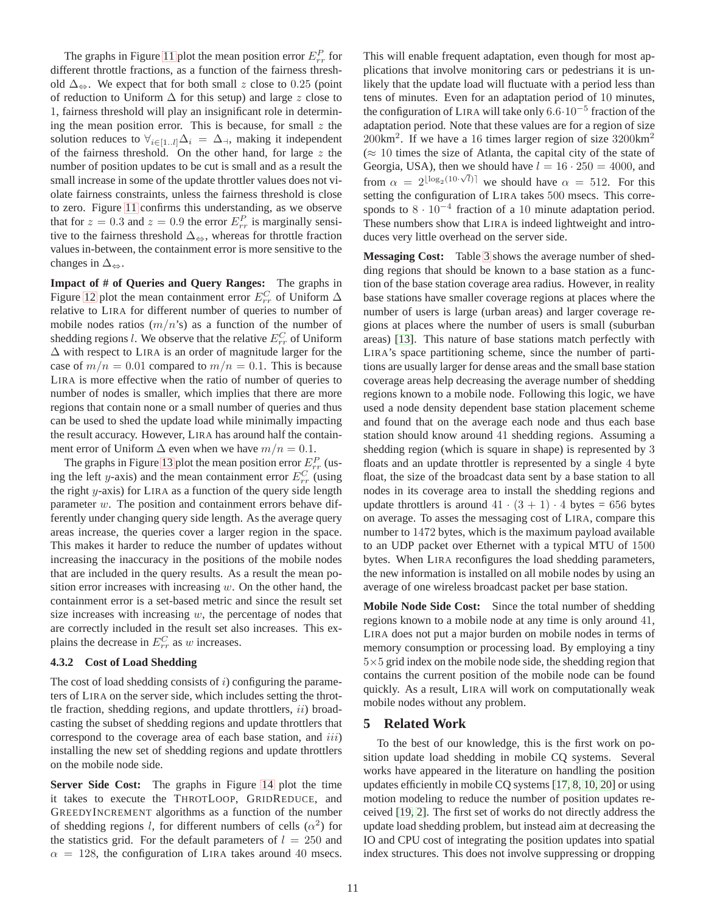The graphs in Figure 11 plot the mean position error $E^P_{rr}$ for different throttle fractions, as a function of the fairness threshold $\Delta_{\Leftrightarrow}$. We expect that for both small $z$ close to $0.25$ (point of reduction to Uniform $\Delta$ for this setup) and large $z$ close to 1, fairness threshold will play an insignificant role in determining the mean position error. This is because, for small $z$ the solution reduces to $\forall_{i\in[1..l]}\Delta_i = \Delta_{\dashv}$, making it independent of the fairness threshold. On the other hand, for large $z$ the number of position updates to be cut is small and as a result the small increase in some of the update throttler values does not violate fairness constraints, unless the fairness threshold is close to zero. Figure 11 confirms this understanding, as we observe that for $z = 0.3$ and $z = 0.9$ the error $E^P_{rr}$ is marginally sensitive to the fairness threshold $\Delta_{\Leftrightarrow}$, whereas for throttle fraction values in-between, the containment error is more sensitive to the changes in $\Delta_{\Leftrightarrow}$.

**Impact of # of Queries and Query Ranges:** The graphs in Figure 12 plot the mean containment error $E^C_{rr}$ of Uniform $\Delta$ relative to LIRA for different number of queries to number of mobile nodes ratios ($m/n$'s) as a function of the number of shedding regions $l$. We observe that the relative $E^C_{rr}$ of Uniform $\Delta$ with respect to LIRA is an order of magnitude larger for the case of $m/n = 0.01$ compared to $m/n = 0.1$. This is because LIRA is more effective when the ratio of number of queries to number of nodes is smaller, which implies that there are more regions that contain none or a small number of queries and thus can be used to shed the update load while minimally impacting the result accuracy. However, LIRA has around half the containment error of Uniform $\Delta$ even when we have $m/n = 0.1$.

The graphs in Figure 13 plot the mean position error $E^P_{rr}$ (using the left $y$-axis) and the mean containment error $E^C_{rr}$ (using the right $y$-axis) for LIRA as a function of the query side length parameter $w$. The position and containment errors behave differently under changing query side length. As the average query areas increase, the queries cover a larger region in the space. This makes it harder to reduce the number of updates without increasing the inaccuracy in the positions of the mobile nodes that are included in the query results. As a result the mean position error increases with increasing $w$. On the other hand, the containment error is a set-based metric and since the result set size increases with increasing $w$, the percentage of nodes that are correctly included in the result set also increases. This explains the decrease in $E^C_{rr}$ as $w$ increases.

### 4.3.2 Cost of Load Shedding

The cost of load shedding consists of $i$) configuring the parameters of LIRA on the server side, which includes setting the throttle fraction, shedding regions, and update throttlers, $ii$) broadcasting the subset of shedding regions and update throttlers that correspond to the coverage area of each base station, and $iii$) installing the new set of shedding regions and update throttlers on the mobile node side.

**Server Side Cost:** The graphs in Figure 14 plot the time it takes to execute the THROTLOOP, GRIDREDUCE, and GREEDYINCREMENT algorithms as a function of the number of shedding regions $l$, for different numbers of cells ($\alpha^2$) for the statistics grid. For the default parameters of $l = 250$ and $\alpha = 128$, the configuration of LIRA takes around 40 msecs. This will enable frequent adaptation, even though for most applications that involve monitoring cars or pedestrians it is unlikely that the update load will fluctuate with a period less than tens of minutes. Even for an adaptation period of 10 minutes, the configuration of LIRA will take only $6.6{\cdot}10^{-5}$ fraction of the adaptation period. Note that these values are for a region of size $200\text{km}^2$. If we have a 16 times larger region of size $3200\text{km}^2$ ($\approx$ 10 times the size of Atlanta, the capital city of the state of Georgia, USA), then we should have $l = 16 \cdot 250 = 4000$, and from $\alpha = 2^{\lfloor \log_2(10\cdot\sqrt{l})\rceil}$ we should have $\alpha = 512$. For this setting the configuration of LIRA takes 500 msecs. This corresponds to $8 \cdot 10^{-4}$ fraction of a 10 minute adaptation period. These numbers show that LIRA is indeed lightweight and introduces very little overhead on the server side.

**Messaging Cost:** Table 3 shows the average number of shedding regions that should be known to a base station as a function of the base station coverage area radius. However, in reality base stations have smaller coverage regions at places where the number of users is large (urban areas) and larger coverage regions at places where the number of users is small (suburban areas) [13]. This nature of base stations match perfectly with LIRA's space partitioning scheme, since the number of partitions are usually larger for dense areas and the small base station coverage areas help decreasing the average number of shedding regions known to a mobile node. Following this logic, we have used a node density dependent base station placement scheme and found that on the average each node and thus each base station should know around 41 shedding regions. Assuming a shedding region (which is square in shape) is represented by 3 floats and an update throttler is represented by a single 4 byte float, the size of the broadcast data sent by a base station to all nodes in its coverage area to install the shedding regions and update throttlers is around $41 \cdot (3 + 1) \cdot 4$ bytes = 656 bytes on average. To asses the messaging cost of LIRA, compare this number to 1472 bytes, which is the maximum payload available to an UDP packet over Ethernet with a typical MTU of 1500 bytes. When LIRA reconfigures the load shedding parameters, the new information is installed on all mobile nodes by using an average of one wireless broadcast packet per base station.

**Mobile Node Side Cost:** Since the total number of shedding regions known to a mobile node at any time is only around 41, LIRA does not put a major burden on mobile nodes in terms of memory consumption or processing load. By employing a tiny $5{\times}5$ grid index on the mobile node side, the shedding region that contains the current position of the mobile node can be found quickly. As a result, LIRA will work on computationally weak mobile nodes without any problem.

## 5 Related Work

To the best of our knowledge, this is the first work on position update load shedding in mobile CQ systems. Several works have appeared in the literature on handling the position updates efficiently in mobile CQ systems [17, 8, 10, 20] or using motion modeling to reduce the number of position updates received [19, 2]. The first set of works do not directly address the update load shedding problem, but instead aim at decreasing the IO and CPU cost of integrating the position updates into spatial index structures. This does not involve suppressing or dropping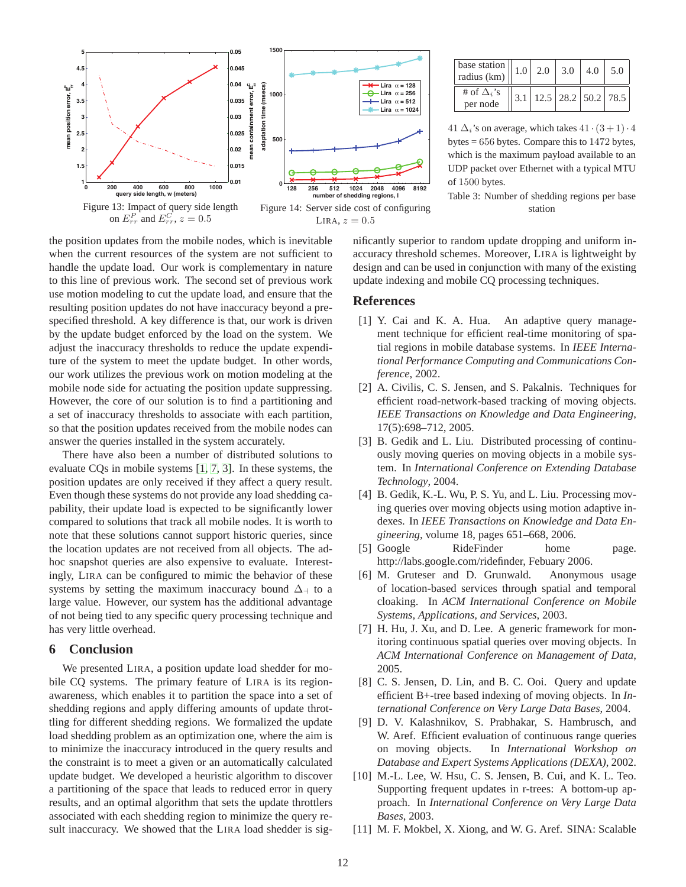Figure 13: Impact of query side length on $E^P_{rr}$ and $E^C_{rr}$, $z = 0.5$

Figure 14: Server side cost of configuring LIRA, $z = 0.5$

| base station radius (km) | 1.0 | 2.0 | 3.0 | 4.0 | 5.0 |
|---|---|---|---|---|---|
| # of $\Delta_i$'s per node | 3.1 | 12.5 | 28.2 | 50.2 | 78.5 |

Table 3: Number of shedding regions per base station

41 $\Delta_i$'s on average, which takes $41 \cdot (3+1) \cdot 4$ bytes = 656 bytes. Compare this to 1472 bytes, which is the maximum payload available to an UDP packet over Ethernet with a typical MTU of 1500 bytes.

the position updates from the mobile nodes, which is inevitable when the current resources of the system are not sufficient to handle the update load. Our work is complementary in nature to this line of previous work. The second set of previous work use motion modeling to cut the update load, and ensure that the resulting position updates do not have inaccuracy beyond a pre-specified threshold. A key difference is that, our work is driven by the update budget enforced by the load on the system. We adjust the inaccuracy thresholds to reduce the update expenditure of the system to meet the update budget. In other words, our work utilizes the previous work on motion modeling at the mobile node side for actuating the position update suppressing. However, the core of our solution is to find a partitioning and a set of inaccuracy thresholds to associate with each partition, so that the position updates received from the mobile nodes can answer the queries installed in the system accurately.

There have also been a number of distributed solutions to evaluate CQs in mobile systems [1, 7, 3]. In these systems, the position updates are only received if they affect a query result. Even though these systems do not provide any load shedding capability, their update load is expected to be significantly lower compared to solutions that track all mobile nodes. It is worth to note that these solutions cannot support historic queries, since the location updates are not received from all objects. The ad-hoc snapshot queries are also expensive to evaluate. Interestingly, LIRA can be configured to mimic the behavior of these systems by setting the maximum inaccuracy bound $\Delta_{\dashv}$ to a large value. However, our system has the additional advantage of not being tied to any specific query processing technique and has very little overhead.

## 6 Conclusion

We presented LIRA, a position update load shedder for mobile CQ systems. The primary feature of LIRA is its region-awareness, which enables it to partition the space into a set of shedding regions and apply differing amounts of update throttling for different shedding regions. We formalized the update load shedding problem as an optimization one, where the aim is to minimize the inaccuracy introduced in the query results and the constraint is to meet a given or an automatically calculated update budget. We developed a heuristic algorithm to discover a partitioning of the space that leads to reduced error in query results, and an optimal algorithm that sets the update throttlers associated with each shedding region to minimize the query result inaccuracy. We showed that the LIRA load shedder is significantly superior to random update dropping and uniform inaccuracy threshold schemes. Moreover, LIRA is lightweight by design and can be used in conjunction with many of the existing update indexing and mobile CQ processing techniques.

## References

[1] Y. Cai and K. A. Hua. An adaptive query management technique for efficient real-time monitoring of spatial regions in mobile database systems. In *IEEE International Performance Computing and Communications Conference*, 2002.

[2] A. Civilis, C. S. Jensen, and S. Pakalnis. Techniques for efficient road-network-based tracking of moving objects. *IEEE Transactions on Knowledge and Data Engineering*, 17(5):698–712, 2005.

[3] B. Gedik and L. Liu. Distributed processing of continuously moving queries on moving objects in a mobile system. In *International Conference on Extending Database Technology*, 2004.

[4] B. Gedik, K.-L. Wu, P. S. Yu, and L. Liu. Processing moving queries over moving objects using motion adaptive indexes. In *IEEE Transactions on Knowledge and Data Engineering*, volume 18, pages 651–668, 2006.

[5] Google RideFinder home page. http://labs.google.com/ridefinder, Febuary 2006.

[6] M. Gruteser and D. Grunwald. Anonymous usage of location-based services through spatial and temporal cloaking. In *ACM International Conference on Mobile Systems, Applications, and Services*, 2003.

[7] H. Hu, J. Xu, and D. Lee. A generic framework for monitoring continuous spatial queries over moving objects. In *ACM International Conference on Management of Data*, 2005.

[8] C. S. Jensen, D. Lin, and B. C. Ooi. Query and update efficient B+-tree based indexing of moving objects. In *International Conference on Very Large Data Bases*, 2004.

[9] D. V. Kalashnikov, S. Prabhakar, S. Hambrusch, and W. Aref. Efficient evaluation of continuous range queries on moving objects. In *International Workshop on Database and Expert Systems Applications (DEXA)*, 2002.

[10] M.-L. Lee, W. Hsu, C. S. Jensen, B. Cui, and K. L. Teo. Supporting frequent updates in r-trees: A bottom-up approach. In *International Conference on Very Large Data Bases*, 2003.

[11] M. F. Mokbel, X. Xiong, and W. G. Aref. SINA: Scalable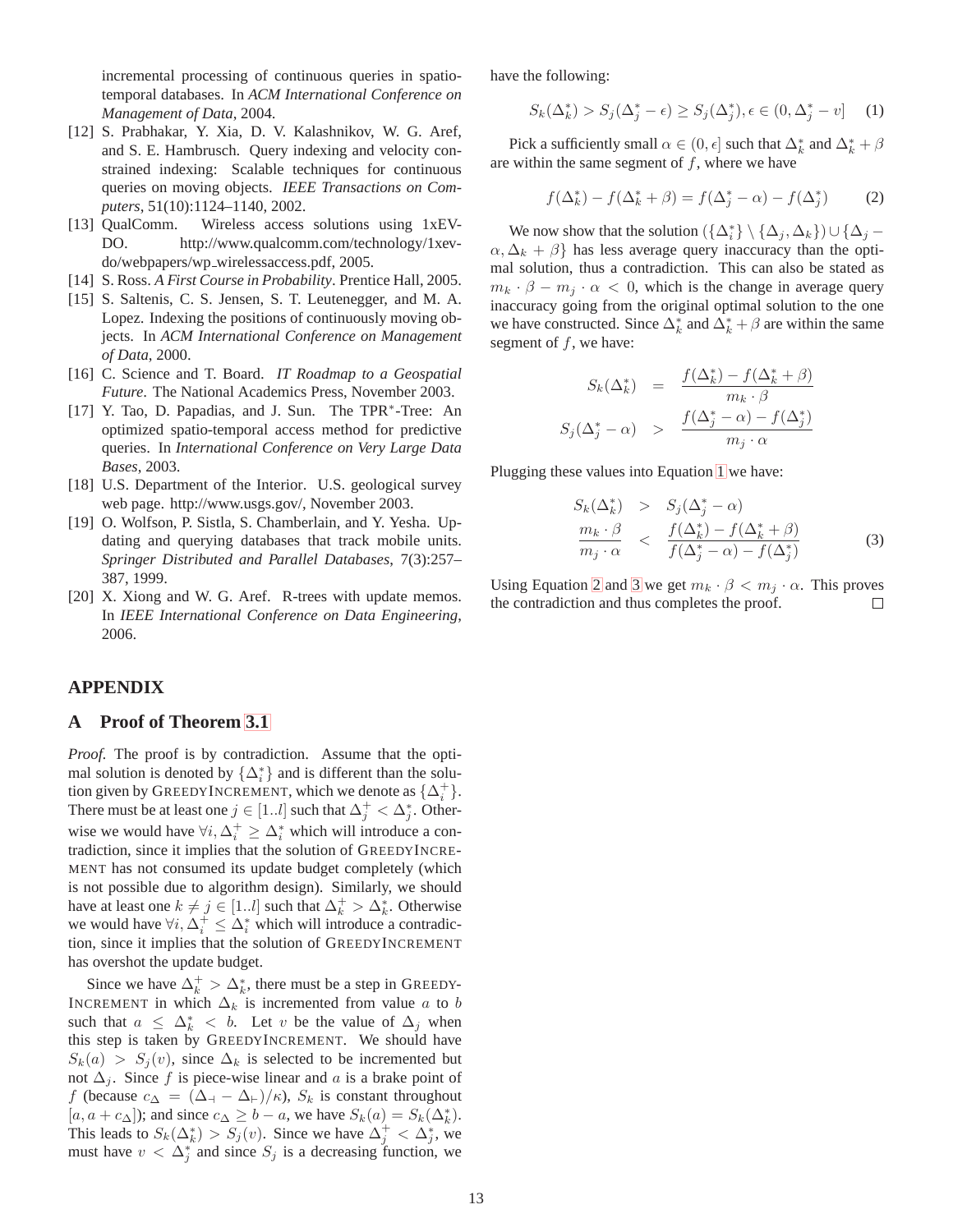incremental processing of continuous queries in spatio-temporal databases. In *ACM International Conference on Management of Data*, 2004.

[12] S. Prabhakar, Y. Xia, D. V. Kalashnikov, W. G. Aref, and S. E. Hambrusch. Query indexing and velocity constrained indexing: Scalable techniques for continuous queries on moving objects. *IEEE Transactions on Computers*, 51(10):1124–1140, 2002.

[13] QualComm. Wireless access solutions using 1xEV-DO. http://www.qualcomm.com/technology/1xev-do/webpapers/wp_wirelessaccess.pdf, 2005.

[14] S. Ross. *A First Course in Probability*. Prentice Hall, 2005.

[15] S. Saltenis, C. S. Jensen, S. T. Leutenegger, and M. A. Lopez. Indexing the positions of continuously moving objects. In *ACM International Conference on Management of Data*, 2000.

[16] C. Science and T. Board. *IT Roadmap to a Geospatial Future*. The National Academics Press, November 2003.

[17] Y. Tao, D. Papadias, and J. Sun. The TPR$^*$-Tree: An optimized spatio-temporal access method for predictive queries. In *International Conference on Very Large Data Bases*, 2003.

[18] U.S. Department of the Interior. U.S. geological survey web page. http://www.usgs.gov/, November 2003.

[19] O. Wolfson, P. Sistla, S. Chamberlain, and Y. Yesha. Updating and querying databases that track mobile units. *Springer Distributed and Parallel Databases*, 7(3):257–387, 1999.

[20] X. Xiong and W. G. Aref. R-trees with update memos. In *IEEE International Conference on Data Engineering*, 2006.

## APPENDIX

## A Proof of Theorem 3.1

*Proof.* The proof is by contradiction. Assume that the optimal solution is denoted by $\{\Delta_i^*\}$ and is different than the solution given by GreedyIncrement, which we denote as $\{\Delta_i^+\}$. There must be at least one $j \in [1..l]$ such that $\Delta_j^+ < \Delta_j^*$. Otherwise we would have $\forall i, \Delta_i^+ \geq \Delta_i^*$ which will introduce a contradiction, since it implies that the solution of GreedyIncrement has not consumed its update budget completely (which is not possible due to algorithm design). Similarly, we should have at least one $k \neq j \in [1..l]$ such that $\Delta_k^+ > \Delta_k^*$. Otherwise we would have $\forall i, \Delta_i^+ \leq \Delta_i^*$ which will introduce a contradiction, since it implies that the solution of GreedyIncrement has overshot the update budget.

Since we have $\Delta_k^+ > \Delta_k^*$, there must be a step in GreedyIncrement in which $\Delta_k$ is incremented from value $a$ to $b$ such that $a \leq \Delta_k^* < b$. Let $v$ be the value of $\Delta_j$ when this step is taken by GreedyIncrement. We should have $S_k(a) > S_j(v)$, since $\Delta_k$ is selected to be incremented but not $\Delta_j$. Since $f$ is piece-wise linear and $a$ is a brake point of $f$ (because $c_\Delta = (\Delta_\dashv - \Delta_\vdash)/\kappa$), $S_k$ is constant throughout $[a, a + c_\Delta])$; and since $c_\Delta \geq b - a$, we have $S_k(a) = S_k(\Delta_k^*)$. This leads to $S_k(\Delta_k^*) > S_j(v)$. Since we have $\Delta_j^+ < \Delta_j^*$, we must have $v < \Delta_j^*$ and since $S_j$ is a decreasing function, we have the following:

$$S_k(\Delta_k^*) > S_j(\Delta_j^* - \epsilon) \geq S_j(\Delta_j^*), \epsilon \in (0, \Delta_j^* - v] \tag{1}$$

Pick a sufficiently small $\alpha \in (0, \epsilon]$ such that $\Delta_k^*$ and $\Delta_k^* + \beta$ are within the same segment of $f$, where we have

$$f(\Delta_k^*) - f(\Delta_k^* + \beta) = f(\Delta_j^* - \alpha) - f(\Delta_j^*) \tag{2}$$

We now show that the solution $(\{\Delta_i^*\} \setminus \{\Delta_j, \Delta_k\}) \cup \{\Delta_j - \alpha, \Delta_k + \beta\}$ has less average query inaccuracy than the optimal solution, thus a contradiction. This can also be stated as $m_k \cdot \beta - m_j \cdot \alpha < 0$, which is the change in average query inaccuracy going from the original optimal solution to the one we have constructed. Since $\Delta_k^*$ and $\Delta_k^* + \beta$ are within the same segment of $f$, we have:

$$\begin{aligned} S_k(\Delta_k^*) &= \frac{f(\Delta_k^*) - f(\Delta_k^* + \beta)}{m_k \cdot \beta} \\ S_j(\Delta_j^* - \alpha) &> \frac{f(\Delta_j^* - \alpha) - f(\Delta_j^*)}{m_j \cdot \alpha} \end{aligned}$$

Plugging these values into Equation 1 we have:

$$\begin{aligned} S_k(\Delta_k^*) &> S_j(\Delta_j^* - \alpha) \\ \frac{m_k \cdot \beta}{m_j \cdot \alpha} &< \frac{f(\Delta_k^*) - f(\Delta_k^* + \beta)}{f(\Delta_j^* - \alpha) - f(\Delta_j^*)} \end{aligned} \tag{3}$$

Using Equation 2 and 3 we get $m_k \cdot \beta < m_j \cdot \alpha$. This proves the contradiction and thus completes the proof. $\square$